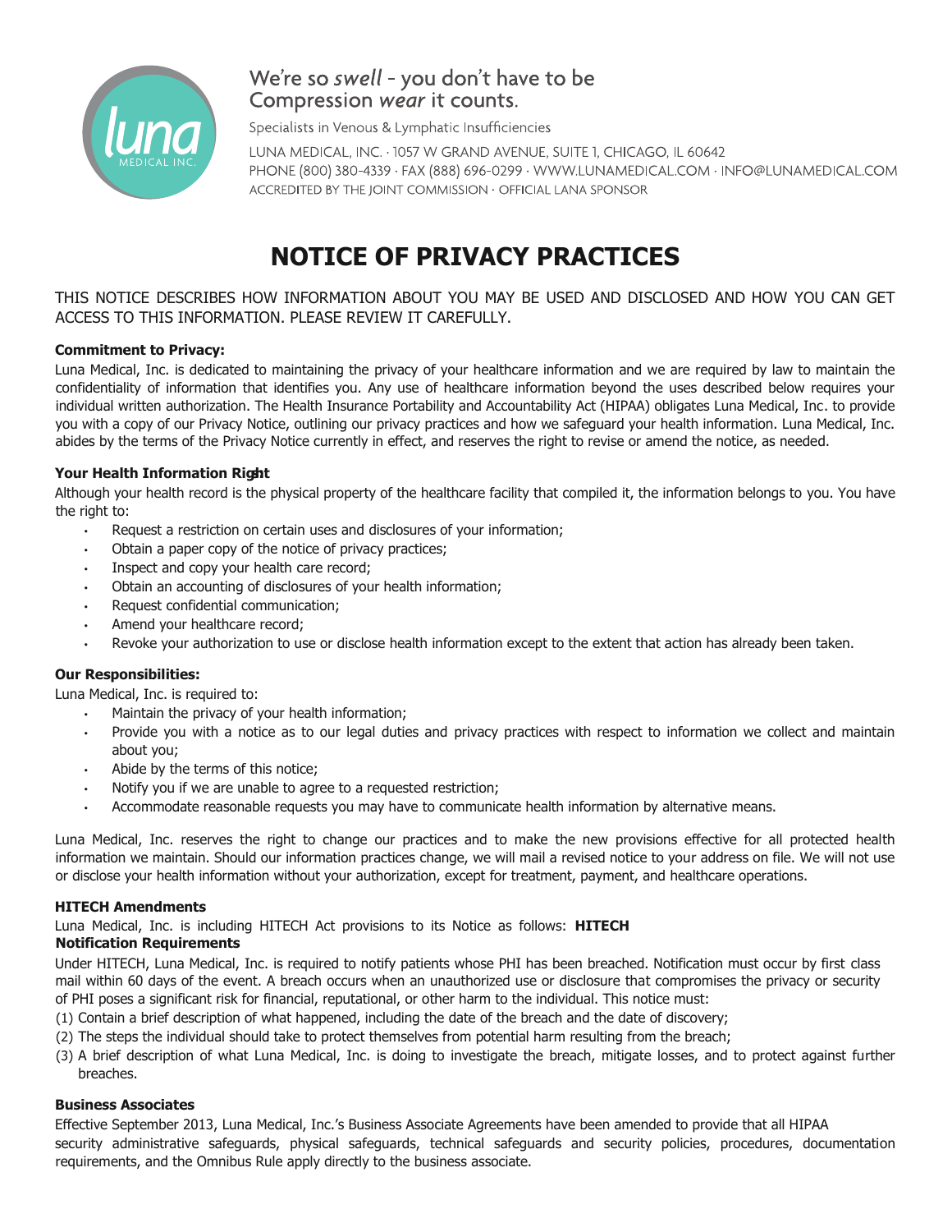We're so *swell* - you don't have to be
Compression *wear* it counts.

Specialists in Venous & Lymphatic Insufficiencies

LUNA MEDICAL, INC. · 1057 W GRAND AVENUE, SUITE 1, CHICAGO, IL 60642
PHONE (800) 380-4339 · FAX (888) 696-0299 · WWW.LUNAMEDICAL.COM · INFO@LUNAMEDICAL.COM
ACCREDITED BY THE JOINT COMMISSION · OFFICIAL LANA SPONSOR

# NOTICE OF PRIVACY PRACTICES

THIS NOTICE DESCRIBES HOW INFORMATION ABOUT YOU MAY BE USED AND DISCLOSED AND HOW YOU CAN GET ACCESS TO THIS INFORMATION. PLEASE REVIEW IT CAREFULLY.

**Commitment to Privacy:**

Luna Medical, Inc. is dedicated to maintaining the privacy of your healthcare information and we are required by law to maintain the confidentiality of information that identifies you. Any use of healthcare information beyond the uses described below requires your individual written authorization. The Health Insurance Portability and Accountability Act (HIPAA) obligates Luna Medical, Inc. to provide you with a copy of our Privacy Notice, outlining our privacy practices and how we safeguard your health information. Luna Medical, Inc. abides by the terms of the Privacy Notice currently in effect, and reserves the right to revise or amend the notice, as needed.

**Your Health Information Right**

Although your health record is the physical property of the healthcare facility that compiled it, the information belongs to you. You have the right to:

- Request a restriction on certain uses and disclosures of your information;
- Obtain a paper copy of the notice of privacy practices;
- Inspect and copy your health care record;
- Obtain an accounting of disclosures of your health information;
- Request confidential communication;
- Amend your healthcare record;
- Revoke your authorization to use or disclose health information except to the extent that action has already been taken.

**Our Responsibilities:**

Luna Medical, Inc. is required to:

- Maintain the privacy of your health information;
- Provide you with a notice as to our legal duties and privacy practices with respect to information we collect and maintain about you;
- Abide by the terms of this notice;
- Notify you if we are unable to agree to a requested restriction;
- Accommodate reasonable requests you may have to communicate health information by alternative means.

Luna Medical, Inc. reserves the right to change our practices and to make the new provisions effective for all protected health information we maintain. Should our information practices change, we will mail a revised notice to your address on file. We will not use or disclose your health information without your authorization, except for treatment, payment, and healthcare operations.

**HITECH Amendments**

Luna Medical, Inc. is including HITECH Act provisions to its Notice as follows: **HITECH Notification Requirements**

Under HITECH, Luna Medical, Inc. is required to notify patients whose PHI has been breached. Notification must occur by first class mail within 60 days of the event. A breach occurs when an unauthorized use or disclosure that compromises the privacy or security of PHI poses a significant risk for financial, reputational, or other harm to the individual. This notice must:

(1) Contain a brief description of what happened, including the date of the breach and the date of discovery;
(2) The steps the individual should take to protect themselves from potential harm resulting from the breach;
(3) A brief description of what Luna Medical, Inc. is doing to investigate the breach, mitigate losses, and to protect against further breaches.

**Business Associates**

Effective September 2013, Luna Medical, Inc.'s Business Associate Agreements have been amended to provide that all HIPAA security administrative safeguards, physical safeguards, technical safeguards and security policies, procedures, documentation requirements, and the Omnibus Rule apply directly to the business associate.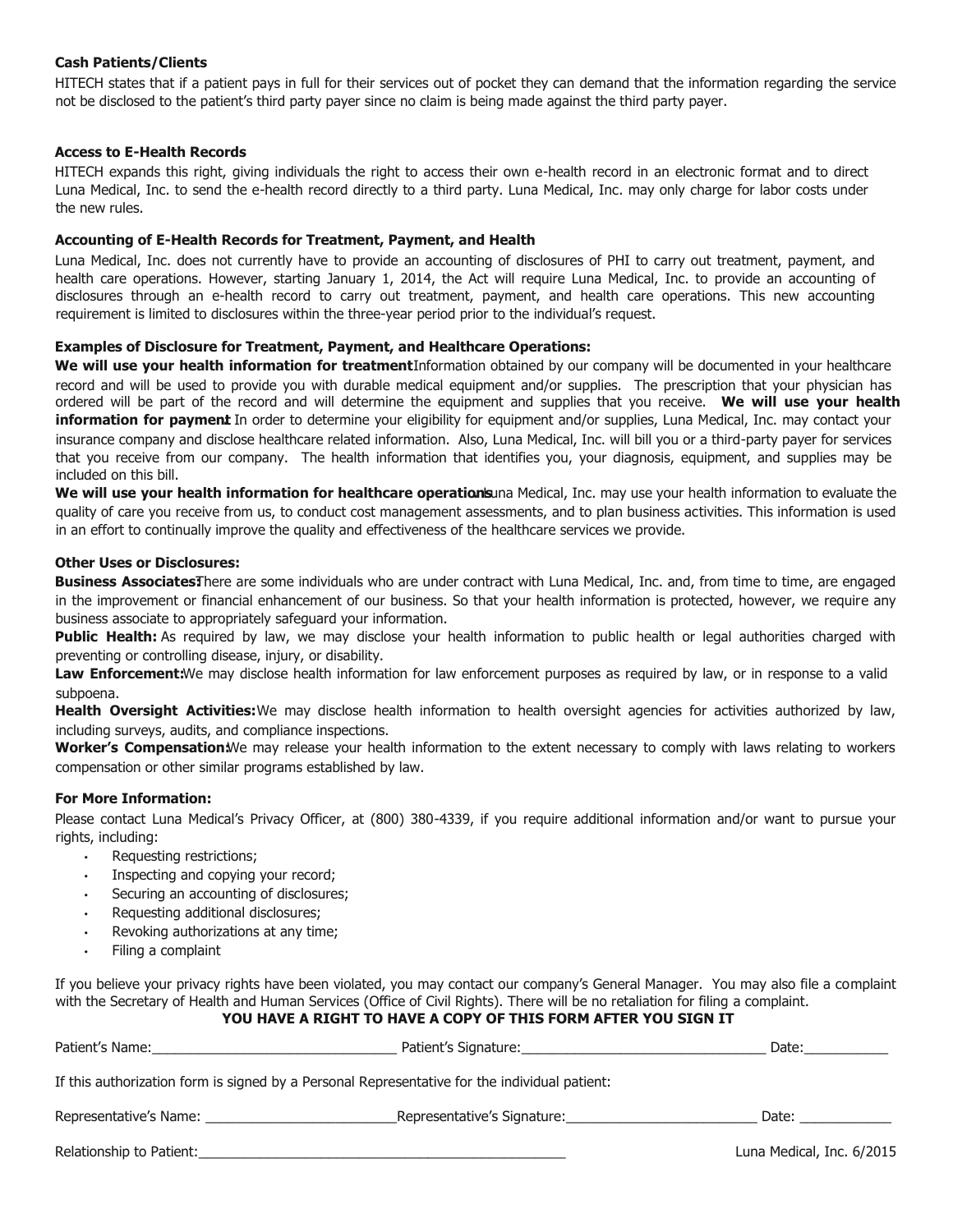### Cash Patients/Clients

HITECH states that if a patient pays in full for their services out of pocket they can demand that the information regarding the service not be disclosed to the patient's third party payer since no claim is being made against the third party payer.

### Access to E-Health Records

HITECH expands this right, giving individuals the right to access their own e-health record in an electronic format and to direct Luna Medical, Inc. to send the e-health record directly to a third party. Luna Medical, Inc. may only charge for labor costs under the new rules.

### Accounting of E-Health Records for Treatment, Payment, and Health

Luna Medical, Inc. does not currently have to provide an accounting of disclosures of PHI to carry out treatment, payment, and health care operations. However, starting January 1, 2014, the Act will require Luna Medical, Inc. to provide an accounting of disclosures through an e-health record to carry out treatment, payment, and health care operations. This new accounting requirement is limited to disclosures within the three-year period prior to the individual's request.

### Examples of Disclosure for Treatment, Payment, and Healthcare Operations:

**We will use your health information for treatment:** Information obtained by our company will be documented in your healthcare record and will be used to provide you with durable medical equipment and/or supplies. The prescription that your physician has ordered will be part of the record and will determine the equipment and supplies that you receive. **We will use your health information for payment:** In order to determine your eligibility for equipment and/or supplies, Luna Medical, Inc. may contact your insurance company and disclose healthcare related information. Also, Luna Medical, Inc. will bill you or a third-party payer for services that you receive from our company. The health information that identifies you, your diagnosis, equipment, and supplies may be included on this bill.

**We will use your health information for healthcare operations:** Luna Medical, Inc. may use your health information to evaluate the quality of care you receive from us, to conduct cost management assessments, and to plan business activities. This information is used in an effort to continually improve the quality and effectiveness of the healthcare services we provide.

### Other Uses or Disclosures:

**Business Associates:** There are some individuals who are under contract with Luna Medical, Inc. and, from time to time, are engaged in the improvement or financial enhancement of our business. So that your health information is protected, however, we require any business associate to appropriately safeguard your information.

**Public Health:** As required by law, we may disclose your health information to public health or legal authorities charged with preventing or controlling disease, injury, or disability.

**Law Enforcement:** We may disclose health information for law enforcement purposes as required by law, or in response to a valid subpoena.

**Health Oversight Activities:** We may disclose health information to health oversight agencies for activities authorized by law, including surveys, audits, and compliance inspections.

**Worker's Compensation:** We may release your health information to the extent necessary to comply with laws relating to workers compensation or other similar programs established by law.

### For More Information:

Please contact Luna Medical's Privacy Officer, at (800) 380-4339, if you require additional information and/or want to pursue your rights, including:

- Requesting restrictions;
- Inspecting and copying your record;
- Securing an accounting of disclosures;
- Requesting additional disclosures;
- Revoking authorizations at any time;
- Filing a complaint

If you believe your privacy rights have been violated, you may contact our company's General Manager. You may also file a complaint with the Secretary of Health and Human Services (Office of Civil Rights). There will be no retaliation for filing a complaint.

**YOU HAVE A RIGHT TO HAVE A COPY OF THIS FORM AFTER YOU SIGN IT**

Patient's Name:________________________________ Patient's Signature:________________________________ Date:___________

If this authorization form is signed by a Personal Representative for the individual patient:

Representative's Name: _________________________Representative's Signature:_________________________ Date: ____________

Relationship to Patient:__________________________________________________

Luna Medical, Inc. 6/2015